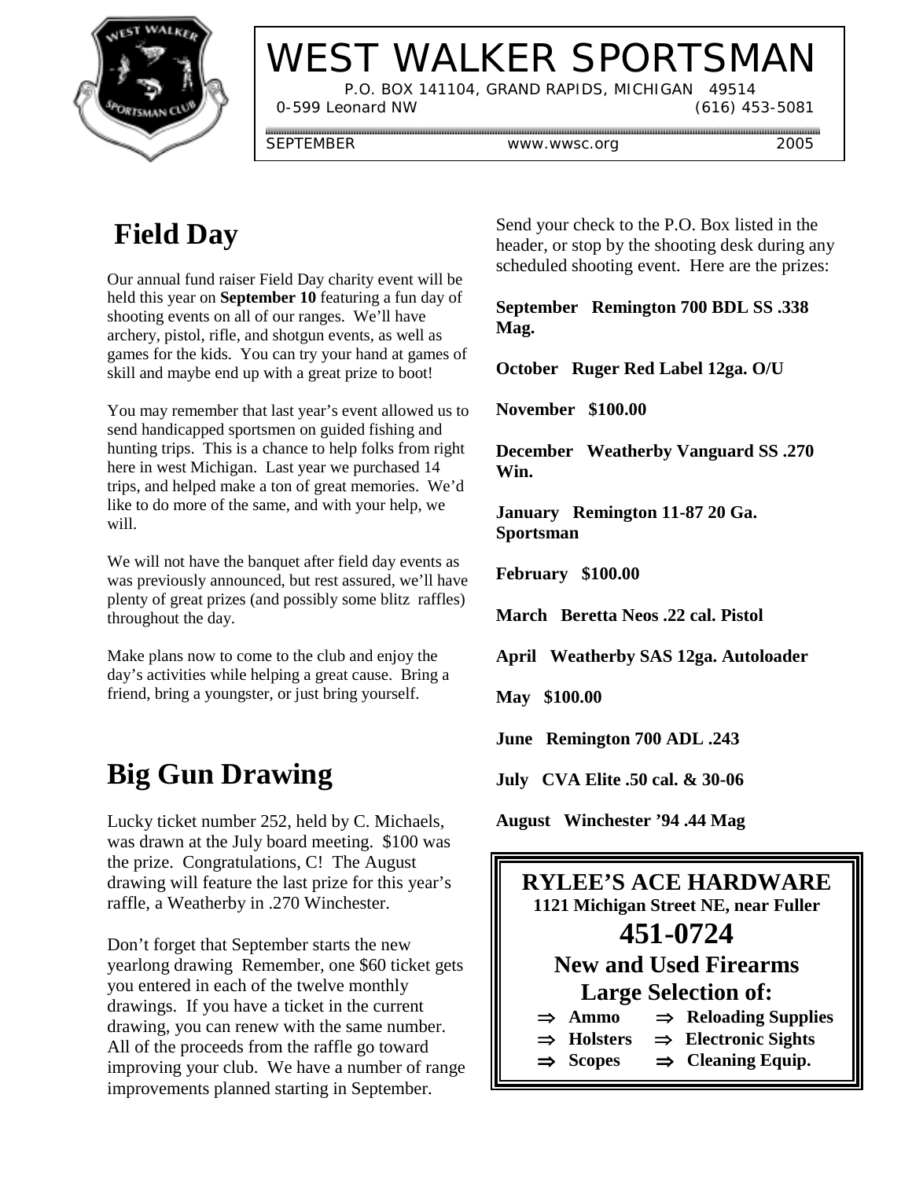# WEST WALKER SPORTSMAN

P.O. BOX 141104, GRAND RAPIDS, MICHIGAN 49514

0-599 Leonard NW (616) 453-5081

SEPTEMBER www.wwsc.org 2005

## Field Day

Our annual fund raiser Field Day charity event will be held this year on **September 10** featuring a fun day of shooting events on all of our ranges. We'll have archery, pistol, rifle, and shotgun events, as well as games for the kids. You can try your hand at games of skill and maybe end up with a great prize to boot!

You may remember that last year's event allowed us to send handicapped sportsmen on guided fishing and hunting trips. This is a chance to help folks from right here in west Michigan. Last year we purchased 14 trips, and helped make a ton of great memories. We'd like to do more of the same, and with your help, we will.

We will not have the banquet after field day events as was previously announced, but rest assured, we'll have plenty of great prizes (and possibly some blitz raffles) throughout the day.

Make plans now to come to the club and enjoy the day's activities while helping a great cause. Bring a friend, bring a youngster, or just bring yourself.

## Big Gun Drawing

Lucky ticket number 252, held by C. Michaels, was drawn at the July board meeting. $100 was the prize. Congratulations, C! The August drawing will feature the last prize for this year's raffle, a Weatherby in .270 Winchester.

Don't forget that September starts the new yearlong drawing Remember, one $60 ticket gets you entered in each of the twelve monthly drawings. If you have a ticket in the current drawing, you can renew with the same number. All of the proceeds from the raffle go toward improving your club. We have a number of range improvements planned starting in September.

Send your check to the P.O. Box listed in the header, or stop by the shooting desk during any scheduled shooting event. Here are the prizes:

**September Remington 700 BDL SS .338 Mag.**

**October Ruger Red Label 12ga. O/U**

**November $100.00**

**December Weatherby Vanguard SS .270 Win.**

**January Remington 11-87 20 Ga. Sportsman**

**February $100.00**

**March Beretta Neos .22 cal. Pistol**

**April Weatherby SAS 12ga. Autoloader**

**May $100.00**

**June Remington 700 ADL .243**

**July CVA Elite .50 cal. & 30-06**

**August Winchester '94 .44 Mag**

**RYLEE'S ACE HARDWARE**

**1121 Michigan Street NE, near Fuller**

**451-0724**

**New and Used Firearms**

**Large Selection of:**

- **Ammo**
- **Reloading Supplies**
- **Holsters**
- **Electronic Sights**
- **Scopes**
- **Cleaning Equip.**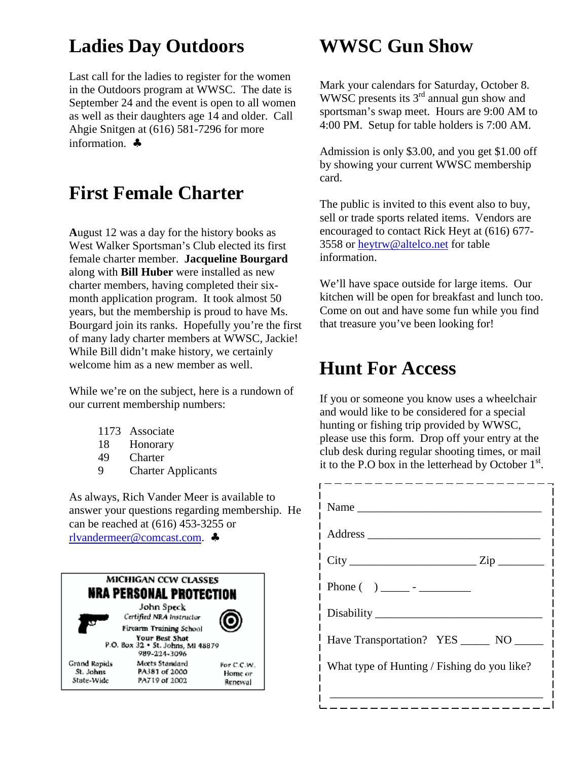## Ladies Day Outdoors

Last call for the ladies to register for the women in the Outdoors program at WWSC. The date is September 24 and the event is open to all women as well as their daughters age 14 and older. Call Ahgie Snitgen at (616) 581-7296 for more information. ♣

## First Female Charter

**A**ugust 12 was a day for the history books as West Walker Sportsman's Club elected its first female charter member. **Jacqueline Bourgard** along with **Bill Huber** were installed as new charter members, having completed their six-month application program. It took almost 50 years, but the membership is proud to have Ms. Bourgard join its ranks. Hopefully you're the first of many lady charter members at WWSC, Jackie! While Bill didn't make history, we certainly welcome him as a new member as well.

While we're on the subject, here is a rundown of our current membership numbers:

| | |
|---|---|
| 1173 | Associate |
| 18 | Honorary |
| 49 | Charter |
| 9 | Charter Applicants |

As always, Rich Vander Meer is available to answer your questions regarding membership. He can be reached at (616) 453-3255 or rlvandermeer@comcast.net. ♣

MICHIGAN CCW CLASSES
**NRA PERSONAL PROTECTION**
John Speck
*Certified NRA Instructor*
Firearm Training School
Your Best Shot
P.O. Box 32 • St. Johns, MI 48879
989-224-3096

Grand Rapids
St. Johns
State-Wide

Meets Standard
PA381 of 2000
PA719 of 2002

For C.C.W.
Home or
Renewal

## WWSC Gun Show

Mark your calendars for Saturday, October 8. WWSC presents its 3rd annual gun show and sportsman's swap meet. Hours are 9:00 AM to 4:00 PM. Setup for table holders is 7:00 AM.

Admission is only $3.00, and you get $1.00 off by showing your current WWSC membership card.

The public is invited to this event also to buy, sell or trade sports related items. Vendors are encouraged to contact Rick Heyt at (616) 677-3558 or heytrw@altelco.net for table information.

We'll have space outside for large items. Our kitchen will be open for breakfast and lunch too. Come on out and have some fun while you find that treasure you've been looking for!

## Hunt For Access

If you or someone you know uses a wheelchair and would like to be considered for a special hunting or fishing trip provided by WWSC, please use this form. Drop off your entry at the club desk during regular shooting times, or mail it to the P.O box in the letterhead by October 1st.

Name ________________________________

Address ______________________________

City _____________________ Zip ________

Phone ( ) _____ - _________

Disability _____________________________

Have Transportation? YES _____ NO _____

What type of Hunting / Fishing do you like?

______________________________________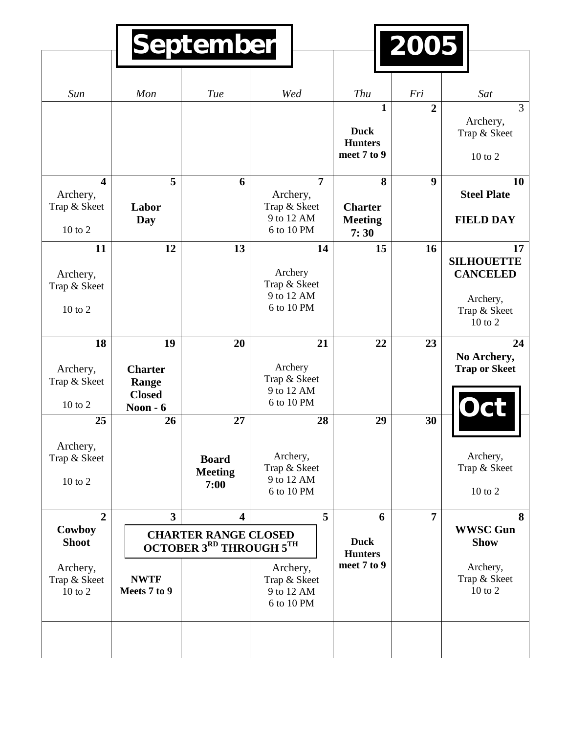# September 2005

| *Sun* | *Mon* | *Tue* | *Wed* | *Thu* | *Fri* | *Sat* |
|---|---|---|---|---|---|---|
| | | | | **1** **Duck Hunters meet 7 to 9** | **2** | 3 Archery, Trap & Skeet 10 to 2 |
| **4** Archery, Trap & Skeet 10 to 2 | **5** **Labor Day** | **6** | **7** Archery, Trap & Skeet 9 to 12 AM 6 to 10 PM | **8** **Charter Meeting 7: 30** | **9** | **10** **Steel Plate FIELD DAY** |
| **11** Archery, Trap & Skeet 10 to 2 | **12** | **13** | **14** Archery Trap & Skeet 9 to 12 AM 6 to 10 PM | **15** | **16** | **17** **SILHOUETTE CANCELED** Archery, Trap & Skeet 10 to 2 |
| **18** Archery, Trap & Skeet 10 to 2 | **19** **Charter Range Closed Noon - 6** | **20** | **21** Archery Trap & Skeet 9 to 12 AM 6 to 10 PM | **22** | **23** | **24** **No Archery, Trap or Skeet** |
| **25** Archery, Trap & Skeet 10 to 2 | **26** | **27** **Board Meeting 7:00** | **28** Archery, Trap & Skeet 9 to 12 AM 6 to 10 PM | **29** | **30** | **Oct** Archery, Trap & Skeet 10 to 2 |
| **2** **Cowboy Shoot** Archery, Trap & Skeet 10 to 2 | **3** **CHARTER RANGE CLOSED OCTOBER 3RD THROUGH 5TH** **NWTF Meets 7 to 9** | **4** | **5** Archery, Trap & Skeet 9 to 12 AM 6 to 10 PM | **6** **Duck Hunters meet 7 to 9** | **7** | **8** **WWSC Gun Show** Archery, Trap & Skeet 10 to 2 |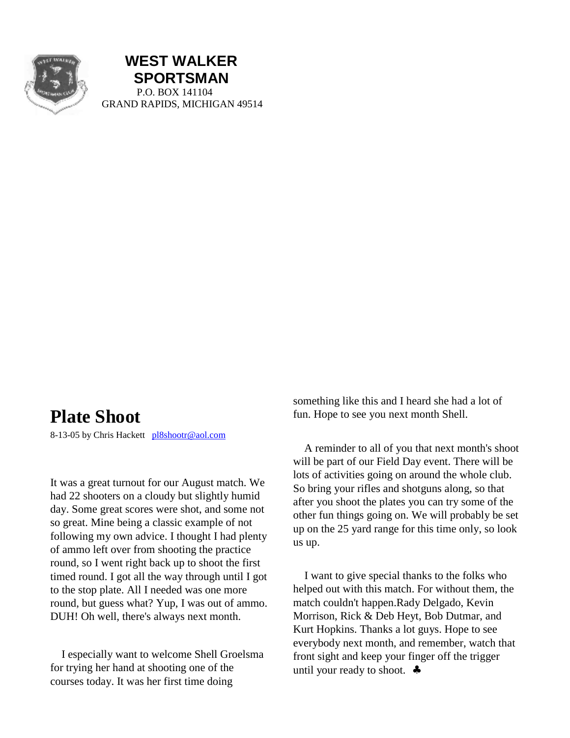**WEST WALKER SPORTSMAN**
P.O. BOX 141104
GRAND RAPIDS, MICHIGAN 49514

# Plate Shoot

8-13-05 by Chris Hackett   pl8shootr@aol.com

It was a great turnout for our August match. We had 22 shooters on a cloudy but slightly humid day. Some great scores were shot, and some not so great. Mine being a classic example of not following my own advice. I thought I had plenty of ammo left over from shooting the practice round, so I went right back up to shoot the first timed round. I got all the way through until I got to the stop plate. All I needed was one more round, but guess what? Yup, I was out of ammo. DUH! Oh well, there's always next month.

I especially want to welcome Shell Groelsma for trying her hand at shooting one of the courses today. It was her first time doing something like this and I heard she had a lot of fun. Hope to see you next month Shell.

A reminder to all of you that next month's shoot will be part of our Field Day event. There will be lots of activities going on around the whole club. So bring your rifles and shotguns along, so that after you shoot the plates you can try some of the other fun things going on. We will probably be set up on the 25 yard range for this time only, so look us up.

I want to give special thanks to the folks who helped out with this match. For without them, the match couldn't happen.Rady Delgado, Kevin Morrison, Rick & Deb Heyt, Bob Dutmar, and Kurt Hopkins. Thanks a lot guys. Hope to see everybody next month, and remember, watch that front sight and keep your finger off the trigger until your ready to shoot. ♣